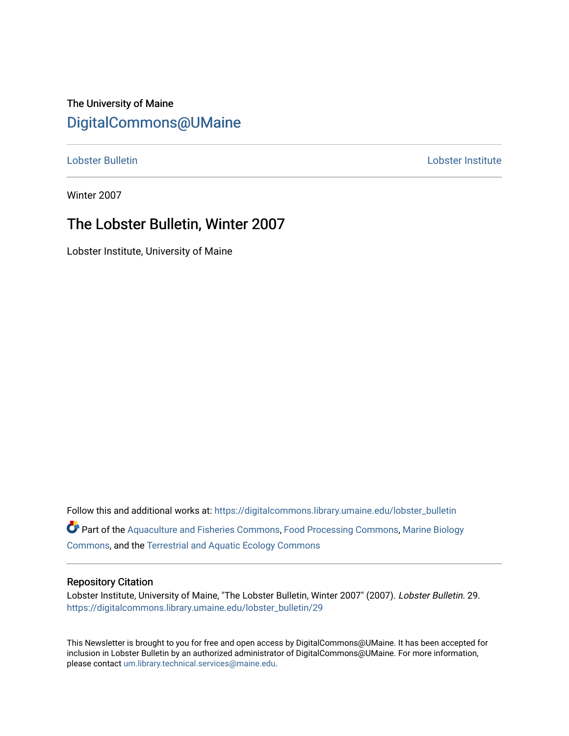The University of Maine

# DigitalCommons@UMaine

Lobster Bulletin | Lobster Institute

Winter 2007

## The Lobster Bulletin, Winter 2007

Lobster Institute, University of Maine

Follow this and additional works at: https://digitalcommons.library.umaine.edu/lobster_bulletin

Part of the Aquaculture and Fisheries Commons, Food Processing Commons, Marine Biology Commons, and the Terrestrial and Aquatic Ecology Commons

### Repository Citation

Lobster Institute, University of Maine, "The Lobster Bulletin, Winter 2007" (2007). *Lobster Bulletin*. 29.
https://digitalcommons.library.umaine.edu/lobster_bulletin/29

This Newsletter is brought to you for free and open access by DigitalCommons@UMaine. It has been accepted for inclusion in Lobster Bulletin by an authorized administrator of DigitalCommons@UMaine. For more information, please contact um.library.technical.services@maine.edu.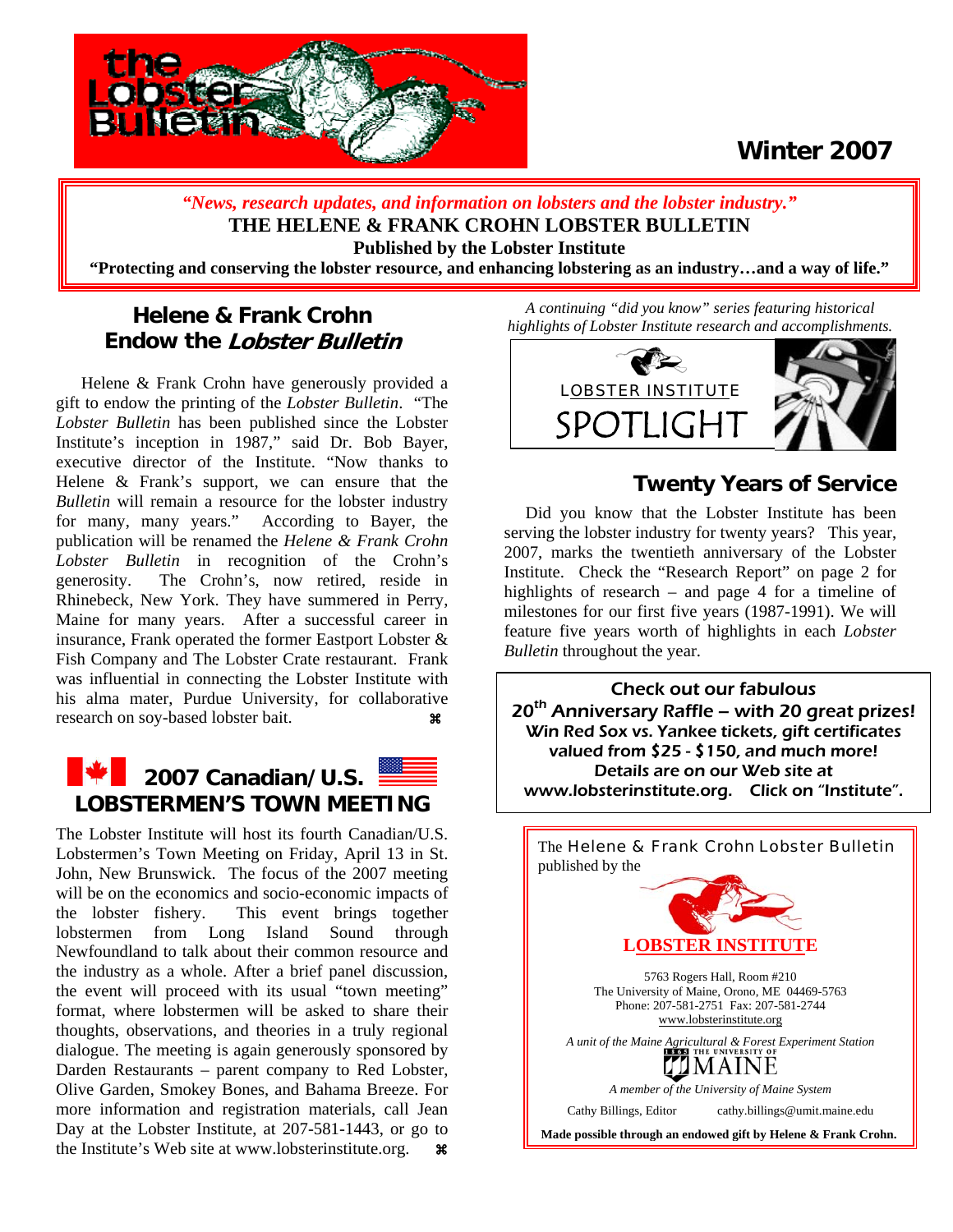# Winter 2007

*"News, research updates, and information on lobsters and the lobster industry."*

**THE HELENE & FRANK CROHN LOBSTER BULLETIN**

**Published by the Lobster Institute**

**"Protecting and conserving the lobster resource, and enhancing lobstering as an industry…and a way of life."**

## Helene & Frank Crohn Endow the *Lobster Bulletin*

Helene & Frank Crohn have generously provided a gift to endow the printing of the *Lobster Bulletin*. "The *Lobster Bulletin* has been published since the Lobster Institute's inception in 1987," said Dr. Bob Bayer, executive director of the Institute. "Now thanks to Helene & Frank's support, we can ensure that the *Bulletin* will remain a resource for the lobster industry for many, many years." According to Bayer, the publication will be renamed the *Helene & Frank Crohn Lobster Bulletin* in recognition of the Crohn's generosity. The Crohn's, now retired, reside in Rhinebeck, New York. They have summered in Perry, Maine for many years. After a successful career in insurance, Frank operated the former Eastport Lobster & Fish Company and The Lobster Crate restaurant. Frank was influential in connecting the Lobster Institute with his alma mater, Purdue University, for collaborative research on soy-based lobster bait. ⌘

## 2007 Canadian/U.S. LOBSTERMEN'S TOWN MEETING

The Lobster Institute will host its fourth Canadian/U.S. Lobstermen's Town Meeting on Friday, April 13 in St. John, New Brunswick. The focus of the 2007 meeting will be on the economics and socio-economic impacts of the lobster fishery. This event brings together lobstermen from Long Island Sound through Newfoundland to talk about their common resource and the industry as a whole. After a brief panel discussion, the event will proceed with its usual "town meeting" format, where lobstermen will be asked to share their thoughts, observations, and theories in a truly regional dialogue. The meeting is again generously sponsored by Darden Restaurants – parent company to Red Lobster, Olive Garden, Smokey Bones, and Bahama Breeze. For more information and registration materials, call Jean Day at the Lobster Institute, at 207-581-1443, or go to the Institute's Web site at www.lobsterinstitute.org. ⌘

*A continuing "did you know" series featuring historical highlights of Lobster Institute research and accomplishments.*

LOBSTER INSTITUTE SPOTLIGHT

## Twenty Years of Service

Did you know that the Lobster Institute has been serving the lobster industry for twenty years? This year, 2007, marks the twentieth anniversary of the Lobster Institute. Check the "Research Report" on page 2 for highlights of research – and page 4 for a timeline of milestones for our first five years (1987-1991). We will feature five years worth of highlights in each *Lobster Bulletin* throughout the year.

**Check out our fabulous 20th Anniversary Raffle – with 20 great prizes!**
***Win Red Sox vs. Yankee tickets, gift certificates valued from $25 - $150, and much more!***
**Details are on our Web site at www.lobsterinstitute.org. Click on "Institute".**

The Helene & Frank Crohn Lobster Bulletin published by the

**LOBSTER INSTITUTE**

5763 Rogers Hall, Room #210
The University of Maine, Orono, ME 04469-5763
Phone: 207-581-2751 Fax: 207-581-2744
www.lobsterinstitute.org

*A unit of the Maine Agricultural & Forest Experiment Station*

THE UNIVERSITY OF MAINE

*A member of the University of Maine System*

Cathy Billings, Editor cathy.billings@umit.maine.edu

**Made possible through an endowed gift by Helene & Frank Crohn.**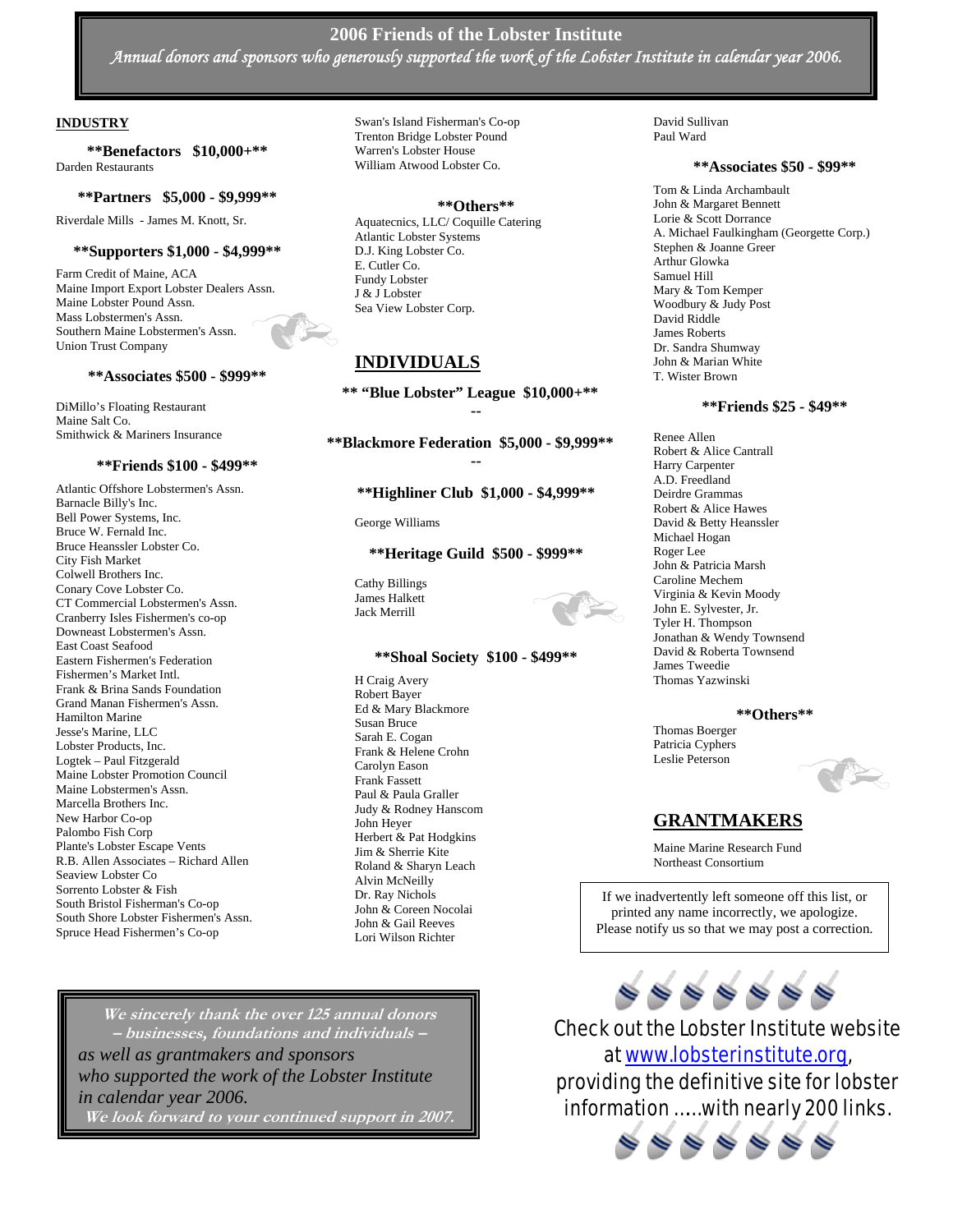# 2006 Friends of the Lobster Institute

*Annual donors and sponsors who generously supported the work of the Lobster Institute in calendar year 2006.*

## INDUSTRY

**\*\*Benefactors $10,000+\*\***

Darden Restaurants

**\*\*Partners $5,000 - $9,999\*\***

Riverdale Mills - James M. Knott, Sr.

**\*\*Supporters $1,000 - $4,999\*\***

Farm Credit of Maine, ACA
Maine Import Export Lobster Dealers Assn.
Maine Lobster Pound Assn.
Mass Lobstermen's Assn.
Southern Maine Lobstermen's Assn.
Union Trust Company

**\*\*Associates $500 - $999\*\***

DiMillo's Floating Restaurant
Maine Salt Co.
Smithwick & Mariners Insurance

**\*\*Friends $100 - $499\*\***

Atlantic Offshore Lobstermen's Assn.
Barnacle Billy's Inc.
Bell Power Systems, Inc.
Bruce W. Fernald Inc.
Bruce Heanssler Lobster Co.
City Fish Market
Colwell Brothers Inc.
Conary Cove Lobster Co.
CT Commercial Lobstermen's Assn.
Cranberry Isles Fishermen's co-op
Downeast Lobstermen's Assn.
East Coast Seafood
Eastern Fishermen's Federation
Fishermen's Market Intl.
Frank & Brina Sands Foundation
Grand Manan Fishermen's Assn.
Hamilton Marine
Jesse's Marine, LLC
Lobster Products, Inc.
Logtek – Paul Fitzgerald
Maine Lobster Promotion Council
Maine Lobstermen's Assn.
Marcella Brothers Inc.
New Harbor Co-op
Palombo Fish Corp
Plante's Lobster Escape Vents
R.B. Allen Associates – Richard Allen
Seaview Lobster Co
Sorrento Lobster & Fish
South Bristol Fisherman's Co-op
South Shore Lobster Fishermen's Assn.
Spruce Head Fishermen's Co-op
Swan's Island Fisherman's Co-op
Trenton Bridge Lobster Pound
Warren's Lobster House
William Atwood Lobster Co.

**\*\*Others\*\***

Aquatecnics, LLC/ Coquille Catering
Atlantic Lobster Systems
D.J. King Lobster Co.
E. Cutler Co.
Fundy Lobster
J & J Lobster
Sea View Lobster Corp.

## INDIVIDUALS

**\*\* "Blue Lobster" League $10,000+\*\***

--

**\*\*Blackmore Federation $5,000 - $9,999\*\***

--

**\*\*Highliner Club $1,000 - $4,999\*\***

George Williams

**\*\*Heritage Guild $500 - $999\*\***

Cathy Billings
James Halkett
Jack Merrill

**\*\*Shoal Society $100 - $499\*\***

H Craig Avery
Robert Bayer
Ed & Mary Blackmore
Susan Bruce
Sarah E. Cogan
Frank & Helene Crohn
Carolyn Eason
Frank Fassett
Paul & Paula Graller
Judy & Rodney Hanscom
John Heyer
Herbert & Pat Hodgkins
Jim & Sherrie Kite
Roland & Sharyn Leach
Alvin McNeilly
Dr. Ray Nichols
John & Coreen Nocolai
John & Gail Reeves
Lori Wilson Richter
David Sullivan
Paul Ward

**\*\*Associates $50 - $99\*\***

Tom & Linda Archambault
John & Margaret Bennett
Lorie & Scott Dorrance
A. Michael Faulkingham (Georgette Corp.)
Stephen & Joanne Greer
Arthur Glowka
Samuel Hill
Mary & Tom Kemper
Woodbury & Judy Post
David Riddle
James Roberts
Dr. Sandra Shumway
John & Marian White
T. Wister Brown

**\*\*Friends $25 - $49\*\***

Renee Allen
Robert & Alice Cantrall
Harry Carpenter
A.D. Freedland
Deirdre Grammas
Robert & Alice Hawes
David & Betty Heanssler
Michael Hogan
Roger Lee
John & Patricia Marsh
Caroline Mechem
Virginia & Kevin Moody
John E. Sylvester, Jr.
Tyler H. Thompson
Jonathan & Wendy Townsend
David & Roberta Townsend
James Tweedie
Thomas Yazwinski

**\*\*Others\*\***

Thomas Boerger
Patricia Cyphers
Leslie Peterson

## GRANTMAKERS

Maine Marine Research Fund
Northeast Consortium

If we inadvertently left someone off this list, or printed any name incorrectly, we apologize. Please notify us so that we may post a correction.

***We sincerely thank the over 125 annual donors – businesses, foundations and individuals –***
*as well as grantmakers and sponsors who supported the work of the Lobster Institute in calendar year 2006.*
***We look forward to your continued support in 2007.***

Check out the Lobster Institute website at www.lobsterinstitute.org, providing the definitive site for lobster information …..with nearly 200 links.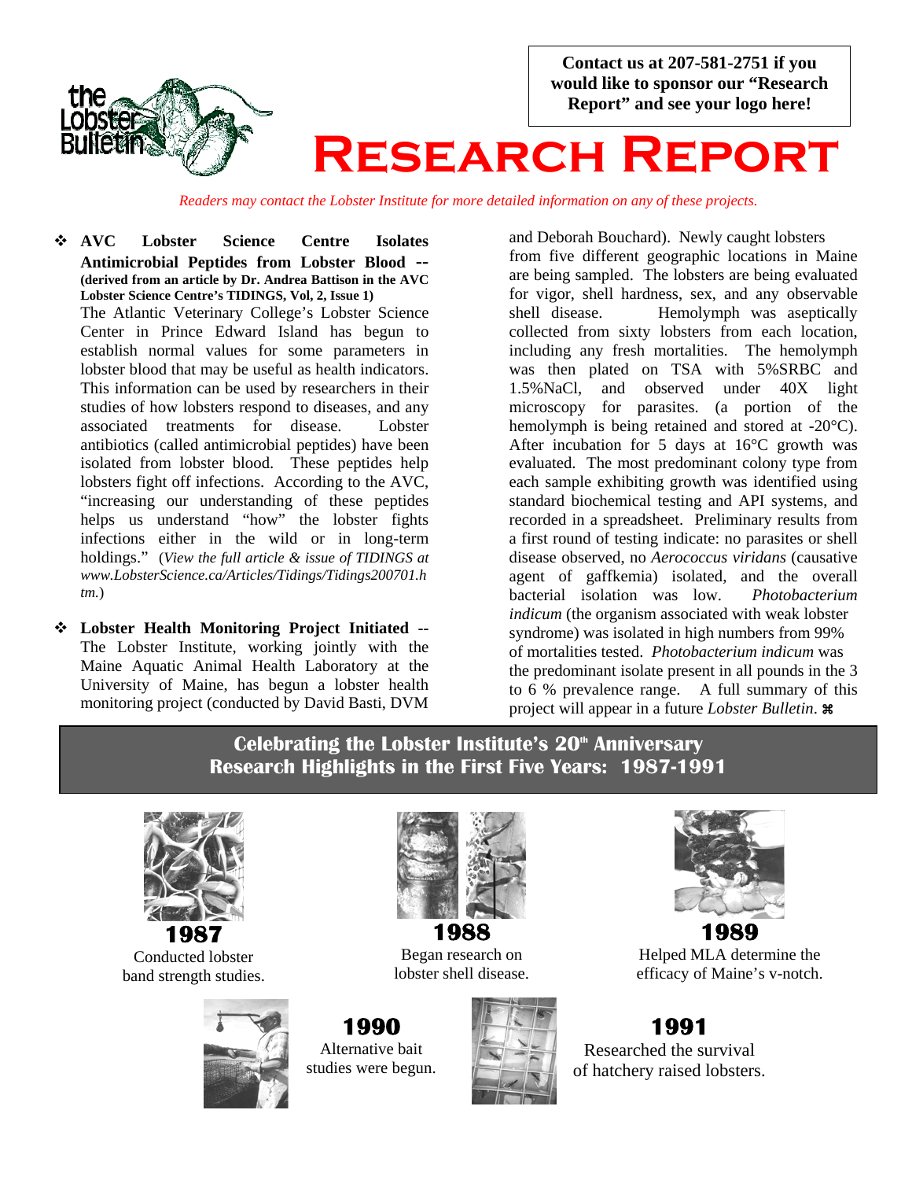Contact us at 207-581-2751 if you would like to sponsor our "Research Report" and see your logo here!

# Research Report

*Readers may contact the Lobster Institute for more detailed information on any of these projects.*

- **AVC Lobster Science Centre Isolates Antimicrobial Peptides from Lobster Blood -- (derived from an article by Dr. Andrea Battison in the AVC Lobster Science Centre's TIDINGS, Vol, 2, Issue 1)** The Atlantic Veterinary College's Lobster Science Center in Prince Edward Island has begun to establish normal values for some parameters in lobster blood that may be useful as health indicators. This information can be used by researchers in their studies of how lobsters respond to diseases, and any associated treatments for disease. Lobster antibiotics (called antimicrobial peptides) have been isolated from lobster blood. These peptides help lobsters fight off infections. According to the AVC, "increasing our understanding of these peptides helps us understand "how" the lobster fights infections either in the wild or in long-term holdings." (*View the full article & issue of TIDINGS at www.LobsterScience.ca/Articles/Tidings/Tidings200701.htm.*)

- **Lobster Health Monitoring Project Initiated** -- The Lobster Institute, working jointly with the Maine Aquatic Animal Health Laboratory at the University of Maine, has begun a lobster health monitoring project (conducted by David Basti, DVM and Deborah Bouchard). Newly caught lobsters from five different geographic locations in Maine are being sampled. The lobsters are being evaluated for vigor, shell hardness, sex, and any observable shell disease. Hemolymph was aseptically collected from sixty lobsters from each location, including any fresh mortalities. The hemolymph was then plated on TSA with 5%SRBC and 1.5%NaCl, and observed under 40X light microscopy for parasites. (a portion of the hemolymph is being retained and stored at -20°C). After incubation for 5 days at 16°C growth was evaluated. The most predominant colony type from each sample exhibiting growth was identified using standard biochemical testing and API systems, and recorded in a spreadsheet. Preliminary results from a first round of testing indicate: no parasites or shell disease observed, no *Aerococcus viridans* (causative agent of gaffkemia) isolated, and the overall bacterial isolation was low. *Photobacterium indicum* (the organism associated with weak lobster syndrome) was isolated in high numbers from 99% of mortalities tested. *Photobacterium indicum* was the predominant isolate present in all pounds in the 3 to 6 % prevalence range. A full summary of this project will appear in a future *Lobster Bulletin*. ⌘

## Celebrating the Lobster Institute's 20th Anniversary
## Research Highlights in the First Five Years: 1987-1991

**1987**
Conducted lobster band strength studies.

**1988**
Began research on lobster shell disease.

**1989**
Helped MLA determine the efficacy of Maine's v-notch.

**1990**
Alternative bait studies were begun.

**1991**
Researched the survival of hatchery raised lobsters.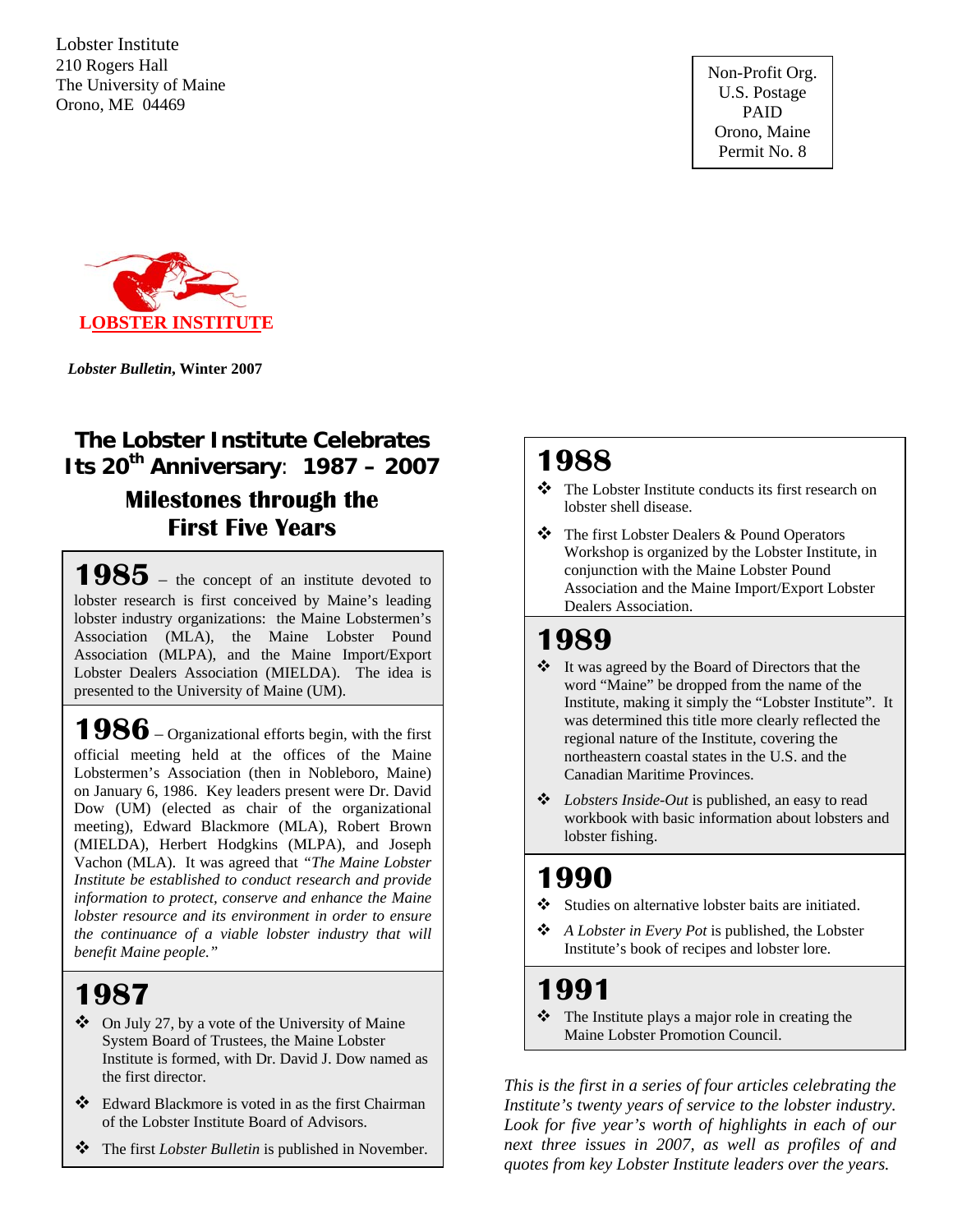Lobster Institute
210 Rogers Hall
The University of Maine
Orono, ME 04469

Non-Profit Org.
U.S. Postage
PAID
Orono, Maine
Permit No. 8

LOBSTER INSTITUTE

***Lobster Bulletin*, Winter 2007**

# The Lobster Institute Celebrates Its 20th Anniversary: 1987 – 2007

## Milestones through the First Five Years

**1985** – the concept of an institute devoted to lobster research is first conceived by Maine's leading lobster industry organizations: the Maine Lobstermen's Association (MLA), the Maine Lobster Pound Association (MLPA), and the Maine Import/Export Lobster Dealers Association (MIELDA). The idea is presented to the University of Maine (UM).

**1986** – Organizational efforts begin, with the first official meeting held at the offices of the Maine Lobstermen's Association (then in Nobleboro, Maine) on January 6, 1986. Key leaders present were Dr. David Dow (UM) (elected as chair of the organizational meeting), Edward Blackmore (MLA), Robert Brown (MIELDA), Herbert Hodgkins (MLPA), and Joseph Vachon (MLA). It was agreed that *"The Maine Lobster Institute be established to conduct research and provide information to protect, conserve and enhance the Maine lobster resource and its environment in order to ensure the continuance of a viable lobster industry that will benefit Maine people."*

### 1987

- On July 27, by a vote of the University of Maine System Board of Trustees, the Maine Lobster Institute is formed, with Dr. David J. Dow named as the first director.
- Edward Blackmore is voted in as the first Chairman of the Lobster Institute Board of Advisors.
- The first *Lobster Bulletin* is published in November.

### 1988

- The Lobster Institute conducts its first research on lobster shell disease.
- The first Lobster Dealers & Pound Operators Workshop is organized by the Lobster Institute, in conjunction with the Maine Lobster Pound Association and the Maine Import/Export Lobster Dealers Association.

### 1989

- It was agreed by the Board of Directors that the word "Maine" be dropped from the name of the Institute, making it simply the "Lobster Institute". It was determined this title more clearly reflected the regional nature of the Institute, covering the northeastern coastal states in the U.S. and the Canadian Maritime Provinces.
- *Lobsters Inside-Out* is published, an easy to read workbook with basic information about lobsters and lobster fishing.

### 1990

- Studies on alternative lobster baits are initiated.
- *A Lobster in Every Pot* is published, the Lobster Institute's book of recipes and lobster lore.

### 1991

- The Institute plays a major role in creating the Maine Lobster Promotion Council.

*This is the first in a series of four articles celebrating the Institute's twenty years of service to the lobster industry. Look for five year's worth of highlights in each of our next three issues in 2007, as well as profiles of and quotes from key Lobster Institute leaders over the years.*